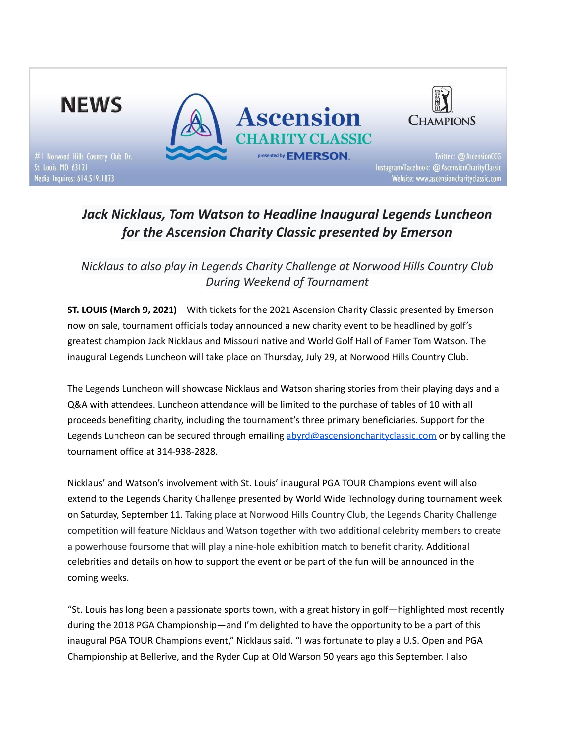**NEWS**

#1 Norwood Hills Country Club Dr.
St. Louis, MO 63121
Media Inquires: 614.519.1873

**Ascension CHARITY CLASSIC** presented by **EMERSON**

**CHAMPIONS**

Twitter: @AscensionCCG
Instagram/Facebook: @AscensionCharityClassic
Website: www.ascensioncharityclassic.com

# *Jack Nicklaus, Tom Watson to Headline Inaugural Legends Luncheon for the Ascension Charity Classic presented by Emerson*

*Nicklaus to also play in Legends Charity Challenge at Norwood Hills Country Club During Weekend of Tournament*

**ST. LOUIS (March 9, 2021)** – With tickets for the 2021 Ascension Charity Classic presented by Emerson now on sale, tournament officials today announced a new charity event to be headlined by golf's greatest champion Jack Nicklaus and Missouri native and World Golf Hall of Famer Tom Watson. The inaugural Legends Luncheon will take place on Thursday, July 29, at Norwood Hills Country Club.

The Legends Luncheon will showcase Nicklaus and Watson sharing stories from their playing days and a Q&A with attendees. Luncheon attendance will be limited to the purchase of tables of 10 with all proceeds benefiting charity, including the tournament's three primary beneficiaries. Support for the Legends Luncheon can be secured through emailing abyrd@ascensioncharityclassic.com or by calling the tournament office at 314-938-2828.

Nicklaus' and Watson's involvement with St. Louis' inaugural PGA TOUR Champions event will also extend to the Legends Charity Challenge presented by World Wide Technology during tournament week on Saturday, September 11. Taking place at Norwood Hills Country Club, the Legends Charity Challenge competition will feature Nicklaus and Watson together with two additional celebrity members to create a powerhouse foursome that will play a nine-hole exhibition match to benefit charity. Additional celebrities and details on how to support the event or be part of the fun will be announced in the coming weeks.

"St. Louis has long been a passionate sports town, with a great history in golf—highlighted most recently during the 2018 PGA Championship—and I'm delighted to have the opportunity to be a part of this inaugural PGA TOUR Champions event," Nicklaus said. "I was fortunate to play a U.S. Open and PGA Championship at Bellerive, and the Ryder Cup at Old Warson 50 years ago this September. I also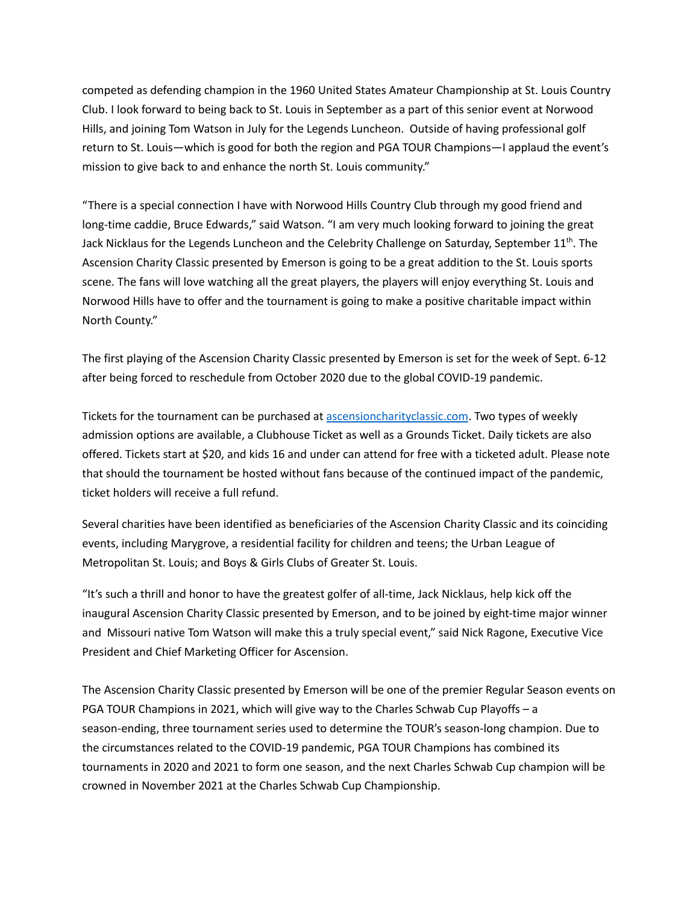competed as defending champion in the 1960 United States Amateur Championship at St. Louis Country Club. I look forward to being back to St. Louis in September as a part of this senior event at Norwood Hills, and joining Tom Watson in July for the Legends Luncheon.  Outside of having professional golf return to St. Louis—which is good for both the region and PGA TOUR Champions—I applaud the event's mission to give back to and enhance the north St. Louis community."

"There is a special connection I have with Norwood Hills Country Club through my good friend and long-time caddie, Bruce Edwards," said Watson. "I am very much looking forward to joining the great Jack Nicklaus for the Legends Luncheon and the Celebrity Challenge on Saturday, September 11th. The Ascension Charity Classic presented by Emerson is going to be a great addition to the St. Louis sports scene. The fans will love watching all the great players, the players will enjoy everything St. Louis and Norwood Hills have to offer and the tournament is going to make a positive charitable impact within North County."

The first playing of the Ascension Charity Classic presented by Emerson is set for the week of Sept. 6-12 after being forced to reschedule from October 2020 due to the global COVID-19 pandemic.

Tickets for the tournament can be purchased at [ascensioncharityclassic.com](ascensioncharityclassic.com). Two types of weekly admission options are available, a Clubhouse Ticket as well as a Grounds Ticket. Daily tickets are also offered. Tickets start at $20, and kids 16 and under can attend for free with a ticketed adult. Please note that should the tournament be hosted without fans because of the continued impact of the pandemic, ticket holders will receive a full refund.

Several charities have been identified as beneficiaries of the Ascension Charity Classic and its coinciding events, including Marygrove, a residential facility for children and teens; the Urban League of Metropolitan St. Louis; and Boys & Girls Clubs of Greater St. Louis.

"It's such a thrill and honor to have the greatest golfer of all-time, Jack Nicklaus, help kick off the inaugural Ascension Charity Classic presented by Emerson, and to be joined by eight-time major winner and  Missouri native Tom Watson will make this a truly special event," said Nick Ragone, Executive Vice President and Chief Marketing Officer for Ascension.

The Ascension Charity Classic presented by Emerson will be one of the premier Regular Season events on PGA TOUR Champions in 2021, which will give way to the Charles Schwab Cup Playoffs – a season-ending, three tournament series used to determine the TOUR's season-long champion. Due to the circumstances related to the COVID-19 pandemic, PGA TOUR Champions has combined its tournaments in 2020 and 2021 to form one season, and the next Charles Schwab Cup champion will be crowned in November 2021 at the Charles Schwab Cup Championship.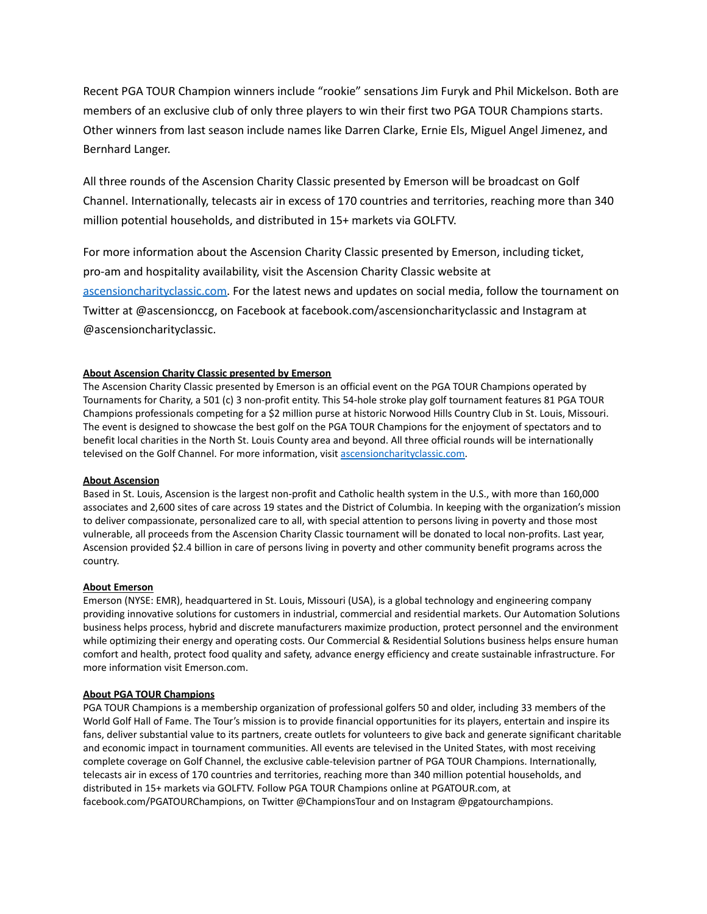Recent PGA TOUR Champion winners include “rookie” sensations Jim Furyk and Phil Mickelson. Both are members of an exclusive club of only three players to win their first two PGA TOUR Champions starts. Other winners from last season include names like Darren Clarke, Ernie Els, Miguel Angel Jimenez, and Bernhard Langer.

All three rounds of the Ascension Charity Classic presented by Emerson will be broadcast on Golf Channel. Internationally, telecasts air in excess of 170 countries and territories, reaching more than 340 million potential households, and distributed in 15+ markets via GOLFTV.

For more information about the Ascension Charity Classic presented by Emerson, including ticket, pro-am and hospitality availability, visit the Ascension Charity Classic website at [ascensioncharityclassic.com](http://ascensioncharityclassic.com). For the latest news and updates on social media, follow the tournament on Twitter at @ascensionccg, on Facebook at facebook.com/ascensioncharityclassic and Instagram at @ascensioncharityclassic.

**About Ascension Charity Classic presented by Emerson**

The Ascension Charity Classic presented by Emerson is an official event on the PGA TOUR Champions operated by Tournaments for Charity, a 501 (c) 3 non-profit entity. This 54-hole stroke play golf tournament features 81 PGA TOUR Champions professionals competing for a $2 million purse at historic Norwood Hills Country Club in St. Louis, Missouri. The event is designed to showcase the best golf on the PGA TOUR Champions for the enjoyment of spectators and to benefit local charities in the North St. Louis County area and beyond. All three official rounds will be internationally televised on the Golf Channel. For more information, visit [ascensioncharityclassic.com](http://ascensioncharityclassic.com).

**About Ascension**

Based in St. Louis, Ascension is the largest non-profit and Catholic health system in the U.S., with more than 160,000 associates and 2,600 sites of care across 19 states and the District of Columbia. In keeping with the organization’s mission to deliver compassionate, personalized care to all, with special attention to persons living in poverty and those most vulnerable, all proceeds from the Ascension Charity Classic tournament will be donated to local non-profits. Last year, Ascension provided $2.4 billion in care of persons living in poverty and other community benefit programs across the country.

**About Emerson**

Emerson (NYSE: EMR), headquartered in St. Louis, Missouri (USA), is a global technology and engineering company providing innovative solutions for customers in industrial, commercial and residential markets. Our Automation Solutions business helps process, hybrid and discrete manufacturers maximize production, protect personnel and the environment while optimizing their energy and operating costs. Our Commercial & Residential Solutions business helps ensure human comfort and health, protect food quality and safety, advance energy efficiency and create sustainable infrastructure. For more information visit Emerson.com.

**About PGA TOUR Champions**

PGA TOUR Champions is a membership organization of professional golfers 50 and older, including 33 members of the World Golf Hall of Fame. The Tour’s mission is to provide financial opportunities for its players, entertain and inspire its fans, deliver substantial value to its partners, create outlets for volunteers to give back and generate significant charitable and economic impact in tournament communities. All events are televised in the United States, with most receiving complete coverage on Golf Channel, the exclusive cable-television partner of PGA TOUR Champions. Internationally, telecasts air in excess of 170 countries and territories, reaching more than 340 million potential households, and distributed in 15+ markets via GOLFTV. Follow PGA TOUR Champions online at PGATOUR.com, at facebook.com/PGATOURChampions, on Twitter @ChampionsTour and on Instagram @pgatourchampions.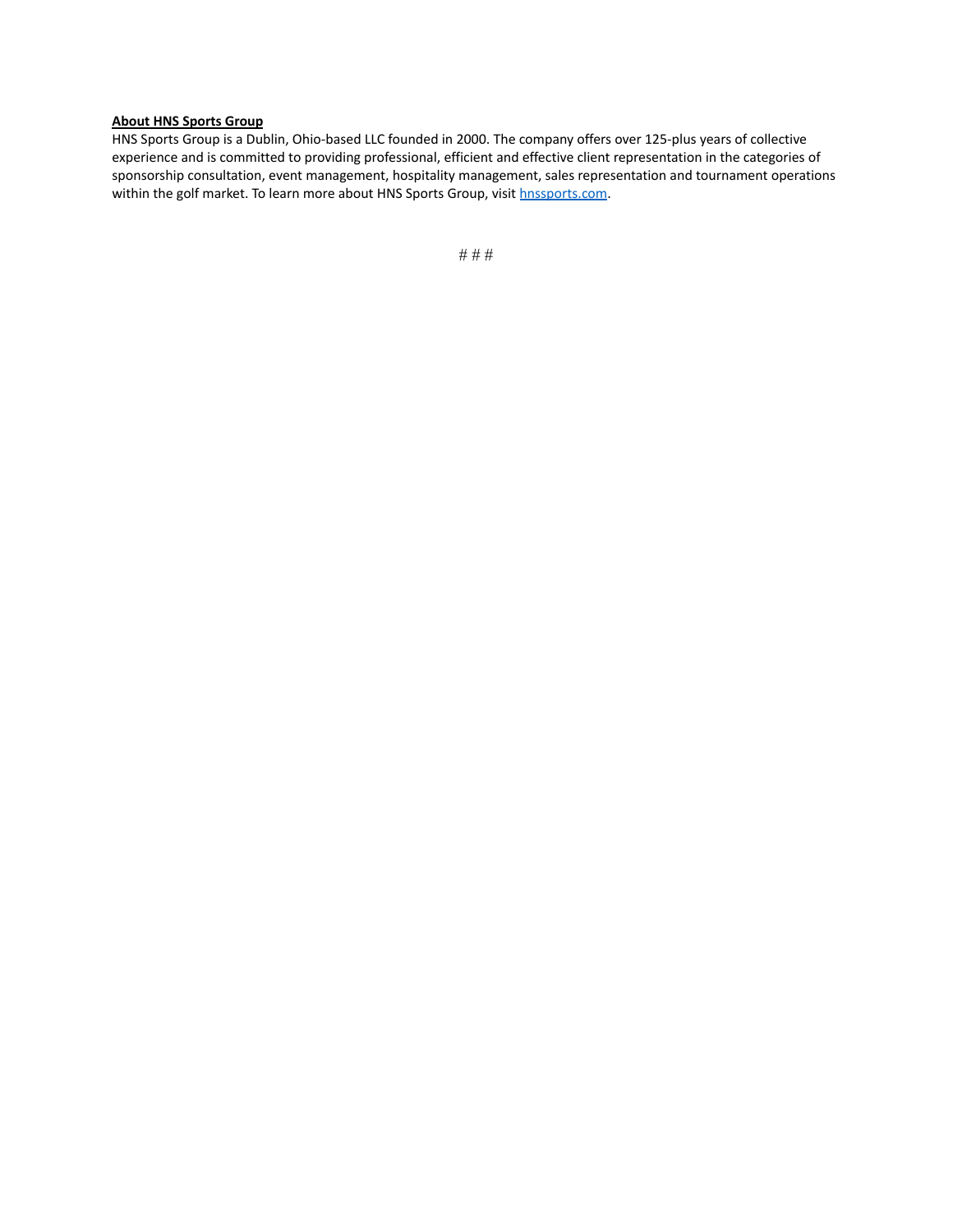**About HNS Sports Group**

HNS Sports Group is a Dublin, Ohio-based LLC founded in 2000. The company offers over 125-plus years of collective experience and is committed to providing professional, efficient and effective client representation in the categories of sponsorship consultation, event management, hospitality management, sales representation and tournament operations within the golf market. To learn more about HNS Sports Group, visit [hnssports.com](hnssports.com).

# # #